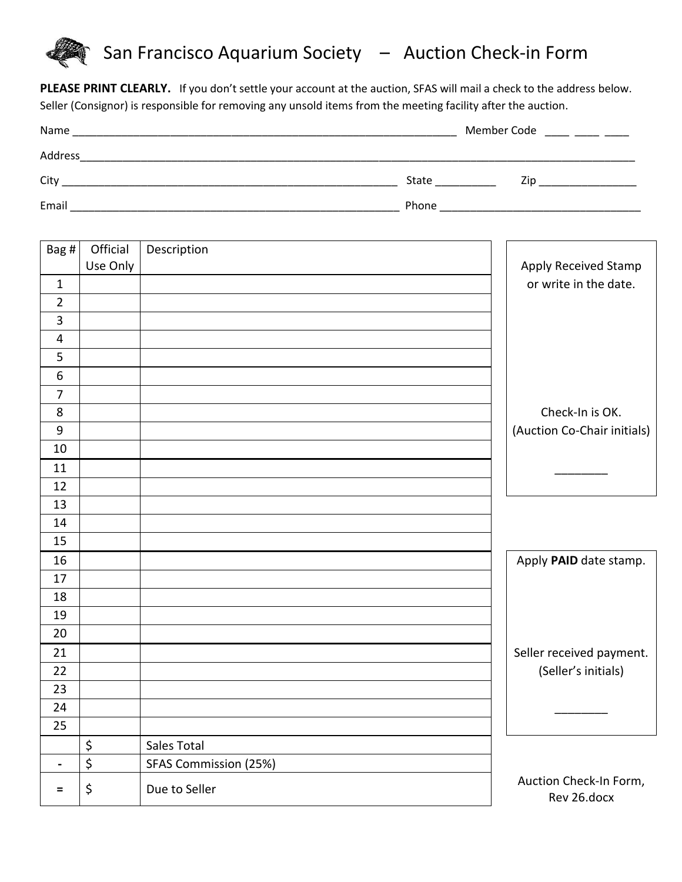# San Francisco Aquarium Society – Auction Check-in Form

**PLEASE PRINT CLEARLY.** If you don't settle your account at the auction, SFAS will mail a check to the address below. Seller (Consignor) is responsible for removing any unsold items from the meeting facility after the auction.

Name ______________________________________________________________ Member Code ____ ____ ____

Address_____________________________________________________________________________________________

City ______________________________________________________ State _________ Zip _______________

Email _____________________________________________________ Phone ________________________________

| Bag # | Official Use Only | Description |
|---|---|---|
| 1 | | |
| 2 | | |
| 3 | | |
| 4 | | |
| 5 | | |
| 6 | | |
| 7 | | |
| 8 | | |
| 9 | | |
| 10 | | |
| 11 | | |
| 12 | | |
| 13 | | |
| 14 | | |
| 15 | | |
| 16 | | |
| 17 | | |
| 18 | | |
| 19 | | |
| 20 | | |
| 21 | | |
| 22 | | |
| 23 | | |
| 24 | | |
| 25 | | |
| | $ | Sales Total |
| - | $ | SFAS Commission (25%) |
| = | $ | Due to Seller |

Apply Received Stamp or write in the date.

Check-In is OK.
(Auction Co-Chair initials)

________

Apply **PAID** date stamp.

Seller received payment.
(Seller's initials)

________

Auction Check-In Form, Rev 26.docx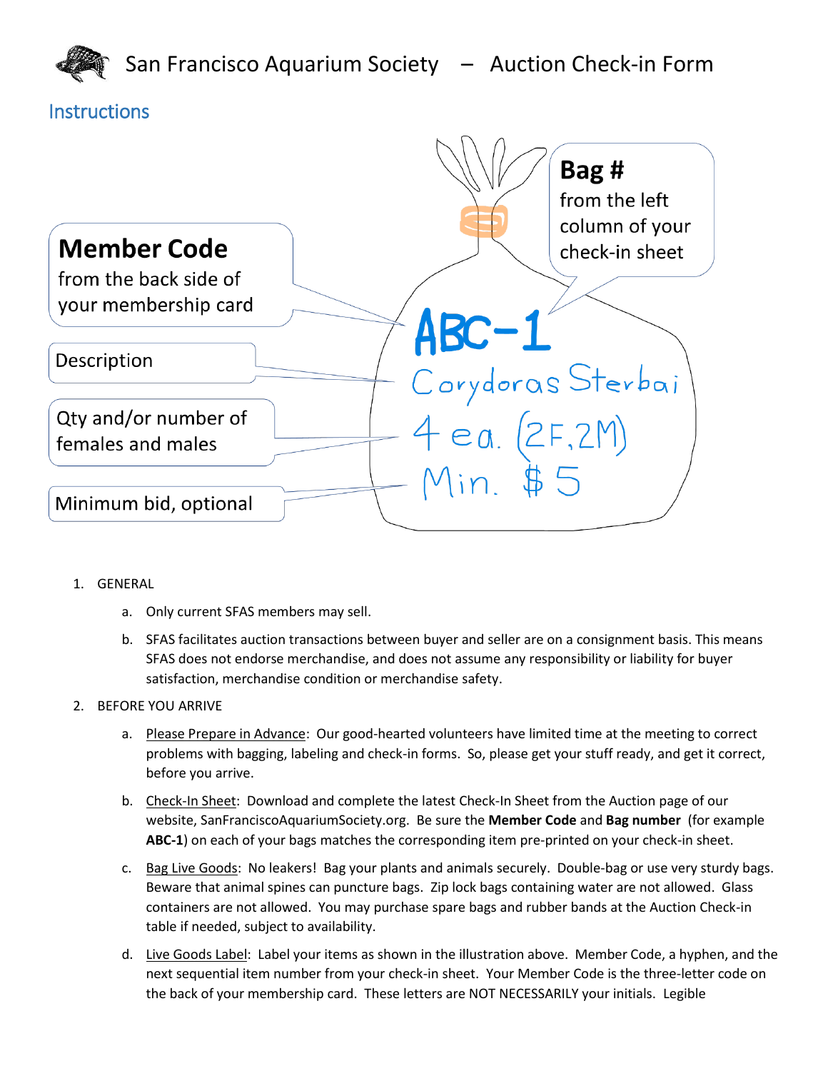# San Francisco Aquarium Society – Auction Check-in Form

## Instructions

Member Code
from the back side of your membership card

Description

Qty and/or number of females and males

Minimum bid, optional

Bag #
from the left column of your check-in sheet

ABC-1
Corydoras Sterbai
4 ea. (2F,2M)
Min. $5

1. GENERAL
   a. Only current SFAS members may sell.
   b. SFAS facilitates auction transactions between buyer and seller are on a consignment basis. This means SFAS does not endorse merchandise, and does not assume any responsibility or liability for buyer satisfaction, merchandise condition or merchandise safety.
2. BEFORE YOU ARRIVE
   a. Please Prepare in Advance: Our good-hearted volunteers have limited time at the meeting to correct problems with bagging, labeling and check-in forms. So, please get your stuff ready, and get it correct, before you arrive.
   b. Check-In Sheet: Download and complete the latest Check-In Sheet from the Auction page of our website, SanFranciscoAquariumSociety.org. Be sure the **Member Code** and **Bag number** (for example **ABC-1**) on each of your bags matches the corresponding item pre-printed on your check-in sheet.
   c. Bag Live Goods: No leakers! Bag your plants and animals securely. Double-bag or use very sturdy bags. Beware that animal spines can puncture bags. Zip lock bags containing water are not allowed. Glass containers are not allowed. You may purchase spare bags and rubber bands at the Auction Check-in table if needed, subject to availability.
   d. Live Goods Label: Label your items as shown in the illustration above. Member Code, a hyphen, and the next sequential item number from your check-in sheet. Your Member Code is the three-letter code on the back of your membership card. These letters are NOT NECESSARILY your initials. Legible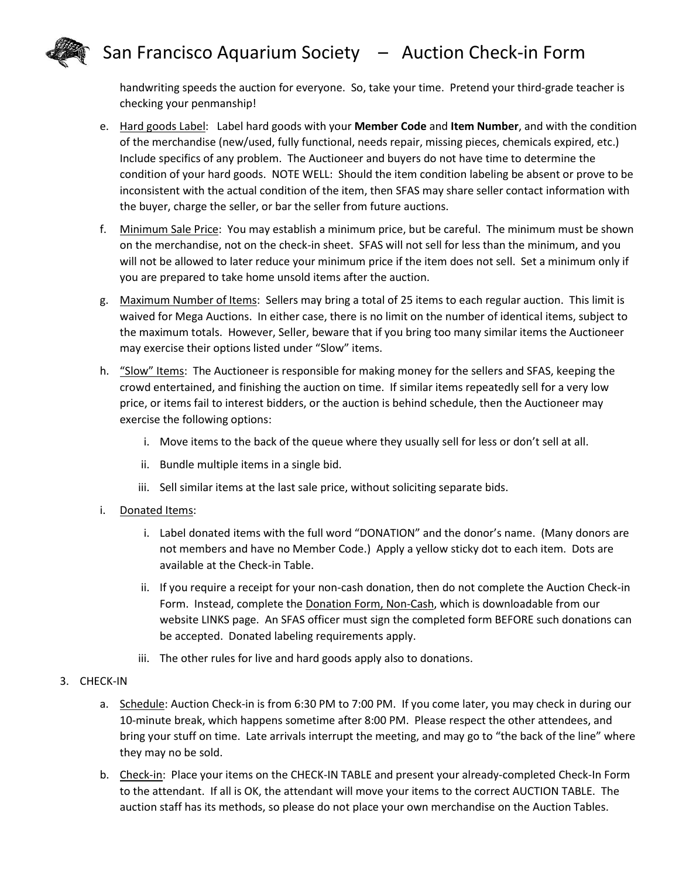handwriting speeds the auction for everyone. So, take your time. Pretend your third-grade teacher is checking your penmanship!

e. Hard goods Label: Label hard goods with your **Member Code** and **Item Number**, and with the condition of the merchandise (new/used, fully functional, needs repair, missing pieces, chemicals expired, etc.) Include specifics of any problem. The Auctioneer and buyers do not have time to determine the condition of your hard goods. NOTE WELL: Should the item condition labeling be absent or prove to be inconsistent with the actual condition of the item, then SFAS may share seller contact information with the buyer, charge the seller, or bar the seller from future auctions.

f. Minimum Sale Price: You may establish a minimum price, but be careful. The minimum must be shown on the merchandise, not on the check-in sheet. SFAS will not sell for less than the minimum, and you will not be allowed to later reduce your minimum price if the item does not sell. Set a minimum only if you are prepared to take home unsold items after the auction.

g. Maximum Number of Items: Sellers may bring a total of 25 items to each regular auction. This limit is waived for Mega Auctions. In either case, there is no limit on the number of identical items, subject to the maximum totals. However, Seller, beware that if you bring too many similar items the Auctioneer may exercise their options listed under "Slow" items.

h. "Slow" Items: The Auctioneer is responsible for making money for the sellers and SFAS, keeping the crowd entertained, and finishing the auction on time. If similar items repeatedly sell for a very low price, or items fail to interest bidders, or the auction is behind schedule, then the Auctioneer may exercise the following options:

   i. Move items to the back of the queue where they usually sell for less or don't sell at all.

   ii. Bundle multiple items in a single bid.

   iii. Sell similar items at the last sale price, without soliciting separate bids.

i. Donated Items:

   i. Label donated items with the full word "DONATION" and the donor's name. (Many donors are not members and have no Member Code.) Apply a yellow sticky dot to each item. Dots are available at the Check-in Table.

   ii. If you require a receipt for your non-cash donation, then do not complete the Auction Check-in Form. Instead, complete the Donation Form, Non-Cash, which is downloadable from our website LINKS page. An SFAS officer must sign the completed form BEFORE such donations can be accepted. Donated labeling requirements apply.

   iii. The other rules for live and hard goods apply also to donations.

3. CHECK-IN

   a. Schedule: Auction Check-in is from 6:30 PM to 7:00 PM. If you come later, you may check in during our 10-minute break, which happens sometime after 8:00 PM. Please respect the other attendees, and bring your stuff on time. Late arrivals interrupt the meeting, and may go to "the back of the line" where they may no be sold.

   b. Check-in: Place your items on the CHECK-IN TABLE and present your already-completed Check-In Form to the attendant. If all is OK, the attendant will move your items to the correct AUCTION TABLE. The auction staff has its methods, so please do not place your own merchandise on the Auction Tables.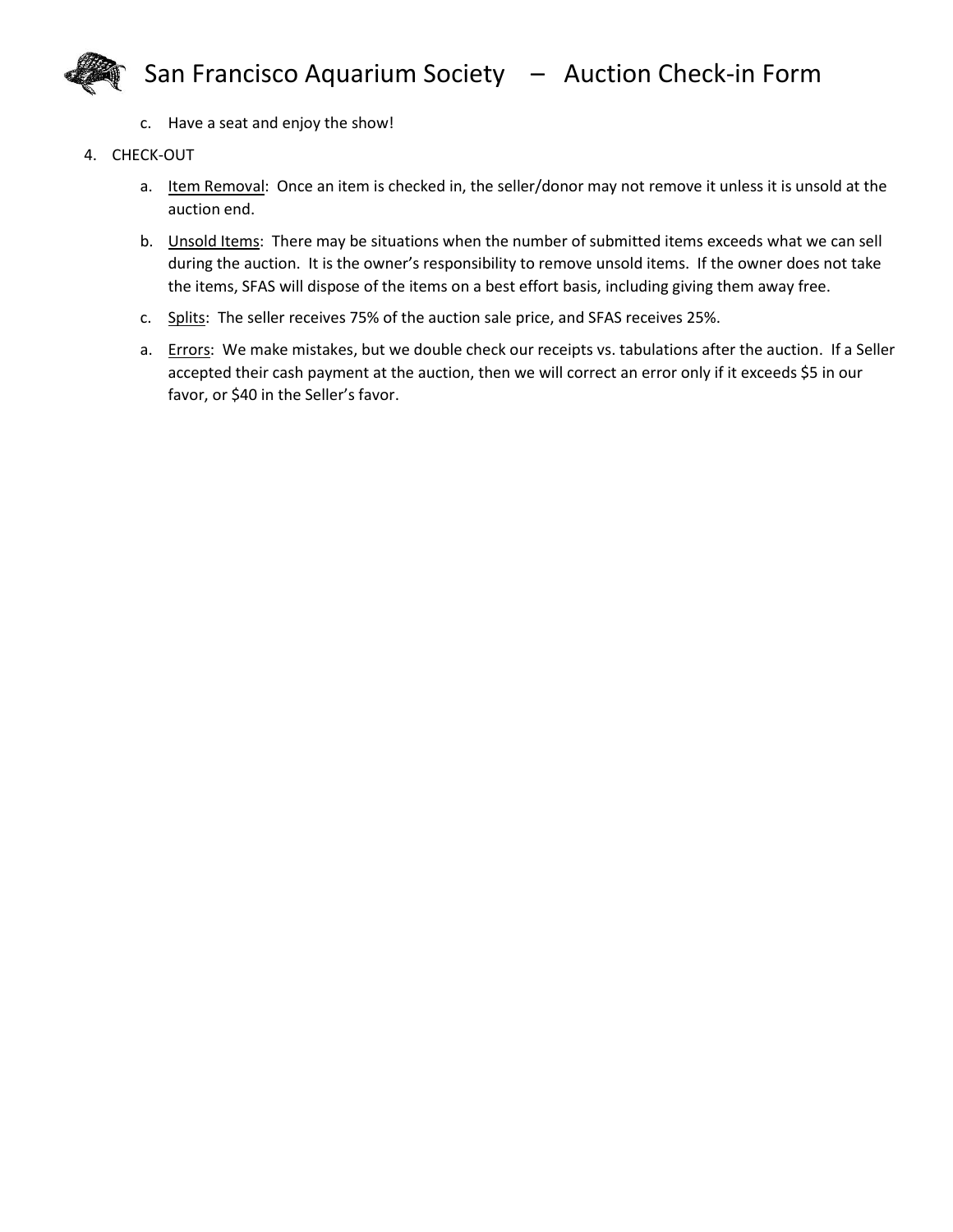c. Have a seat and enjoy the show!

4. CHECK-OUT

   a. Item Removal: Once an item is checked in, the seller/donor may not remove it unless it is unsold at the auction end.

   b. Unsold Items: There may be situations when the number of submitted items exceeds what we can sell during the auction. It is the owner's responsibility to remove unsold items. If the owner does not take the items, SFAS will dispose of the items on a best effort basis, including giving them away free.

   c. Splits: The seller receives 75% of the auction sale price, and SFAS receives 25%.

   a. Errors: We make mistakes, but we double check our receipts vs. tabulations after the auction. If a Seller accepted their cash payment at the auction, then we will correct an error only if it exceeds $5 in our favor, or $40 in the Seller's favor.